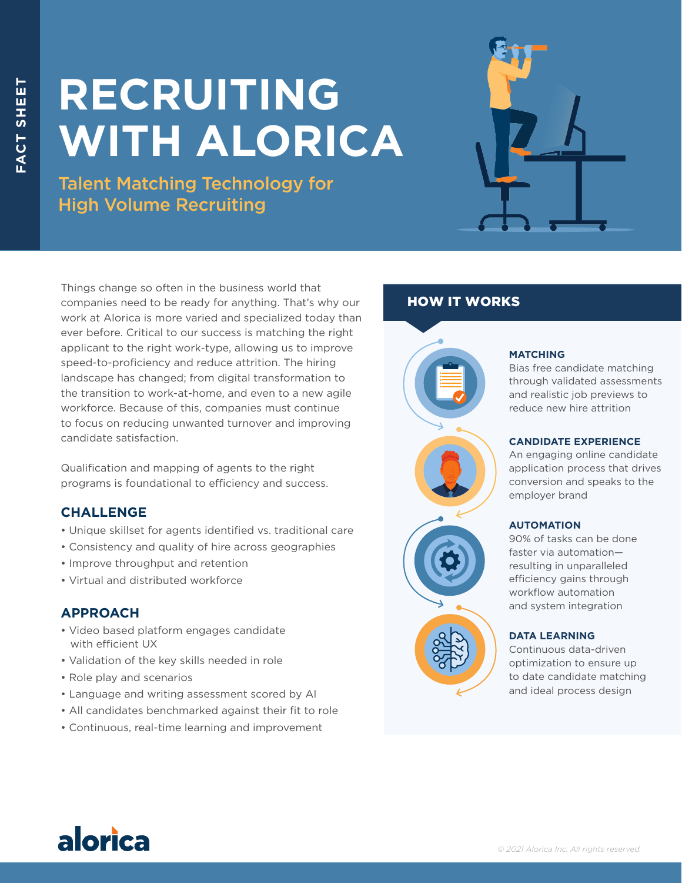FACT SHEET

# RECRUITING WITH ALORICA

## Talent Matching Technology for High Volume Recruiting

Things change so often in the business world that companies need to be ready for anything. That's why our work at Alorica is more varied and specialized today than ever before. Critical to our success is matching the right applicant to the right work-type, allowing us to improve speed-to-proficiency and reduce attrition. The hiring landscape has changed; from digital transformation to the transition to work-at-home, and even to a new agile workforce. Because of this, companies must continue to focus on reducing unwanted turnover and improving candidate satisfaction.

Qualification and mapping of agents to the right programs is foundational to efficiency and success.

### CHALLENGE

- Unique skillset for agents identified vs. traditional care
- Consistency and quality of hire across geographies
- Improve throughput and retention
- Virtual and distributed workforce

### APPROACH

- Video based platform engages candidate with efficient UX
- Validation of the key skills needed in role
- Role play and scenarios
- Language and writing assessment scored by AI
- All candidates benchmarked against their fit to role
- Continuous, real-time learning and improvement

### HOW IT WORKS

**MATCHING**
Bias free candidate matching through validated assessments and realistic job previews to reduce new hire attrition

**CANDIDATE EXPERIENCE**
An engaging online candidate application process that drives conversion and speaks to the employer brand

**AUTOMATION**
90% of tasks can be done faster via automation—resulting in unparalleled efficiency gains through workflow automation and system integration

**DATA LEARNING**
Continuous data-driven optimization to ensure up to date candidate matching and ideal process design

alorica

© 2021 Alorica Inc. All rights reserved.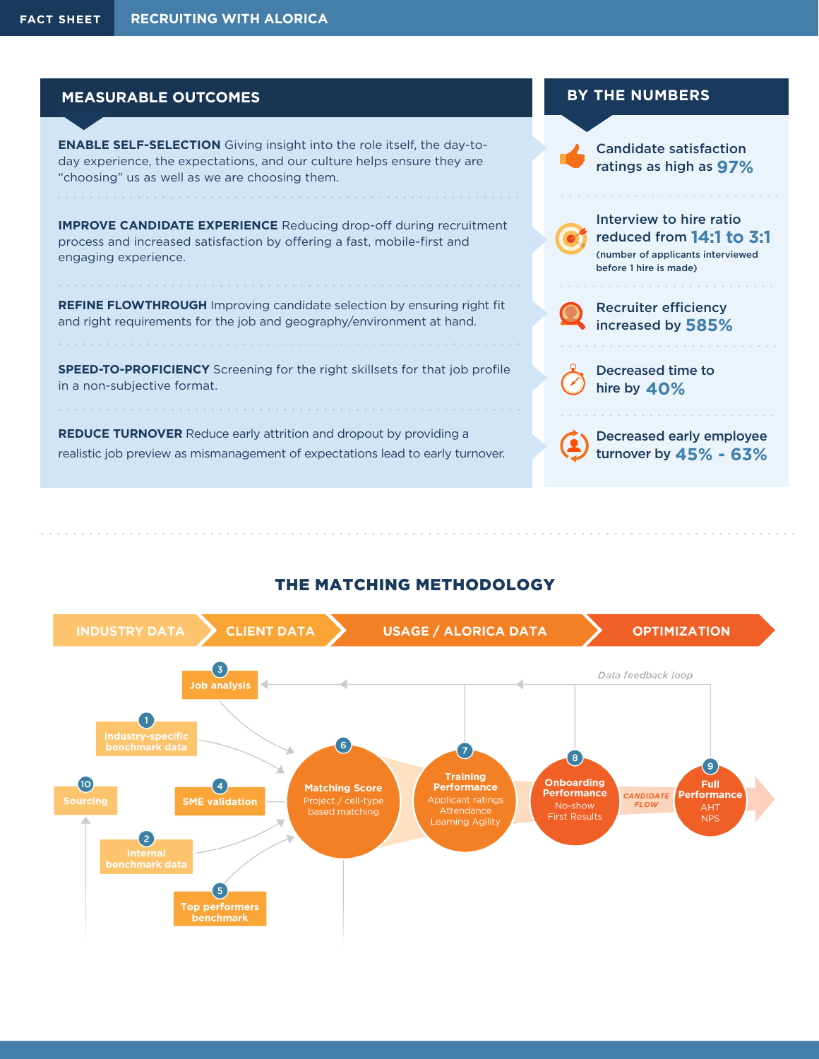## MEASURABLE OUTCOMES

**ENABLE SELF-SELECTION** Giving insight into the role itself, the day-to-day experience, the expectations, and our culture helps ensure they are "choosing" us as well as we are choosing them.

**IMPROVE CANDIDATE EXPERIENCE** Reducing drop-off during recruitment process and increased satisfaction by offering a fast, mobile-first and engaging experience.

**REFINE FLOWTHROUGH** Improving candidate selection by ensuring right fit and right requirements for the job and geography/environment at hand.

**SPEED-TO-PROFICIENCY** Screening for the right skillsets for that job profile in a non-subjective format.

**REDUCE TURNOVER** Reduce early attrition and dropout by providing a realistic job preview as mismanagement of expectations lead to early turnover.

## BY THE NUMBERS

- Candidate satisfaction ratings as high as **97%**
- Interview to hire ratio reduced from **14:1 to 3:1** (number of applicants interviewed before 1 hire is made)
- Recruiter efficiency increased by **585%**
- Decreased time to hire by **40%**
- Decreased early employee turnover by **45% - 63%**

## THE MATCHING METHODOLOGY

INDUSTRY DATA → CLIENT DATA → USAGE / ALORICA DATA → OPTIMIZATION

1. Industry-specific benchmark data
2. Internal benchmark data
3. Job analysis
4. SME validation
5. Top performers benchmark
6. Matching Score – Project / cell-type based matching
7. Training Performance – Applicant ratings, Attendance, Learning Agility
8. Onboarding Performance – No-show, First Results
9. Full Performance – AHT, NPS
10. Sourcing

*Data feedback loop*

*CANDIDATE FLOW*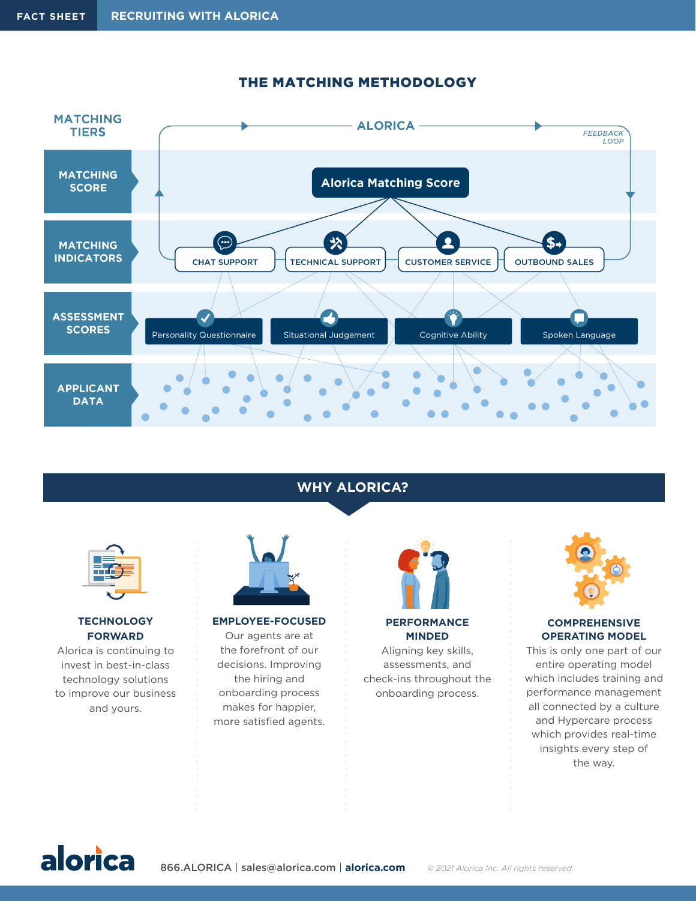FACT SHEET RECRUITING WITH ALORICA

# THE MATCHING METHODOLOGY

MATCHING TIERS

ALORICA

FEEDBACK LOOP

MATCHING SCORE

Alorica Matching Score

MATCHING INDICATORS

CHAT SUPPORT

TECHNICAL SUPPORT

CUSTOMER SERVICE

OUTBOUND SALES

ASSESSMENT SCORES

Personality Questionnaire

Situational Judgement

Cognitive Ability

Spoken Language

APPLICANT DATA

## WHY ALORICA?

### TECHNOLOGY FORWARD

Alorica is continuing to invest in best-in-class technology solutions to improve our business and yours.

### EMPLOYEE-FOCUSED

Our agents are at the forefront of our decisions. Improving the hiring and onboarding process makes for happier, more satisfied agents.

### PERFORMANCE MINDED

Aligning key skills, assessments, and check-ins throughout the onboarding process.

### COMPREHENSIVE OPERATING MODEL

This is only one part of our entire operating model which includes training and performance management all connected by a culture and Hypercare process which provides real-time insights every step of the way.

alorica

866.ALORICA | sales@alorica.com | **alorica.com**

*© 2021 Alorica Inc. All rights reserved.*